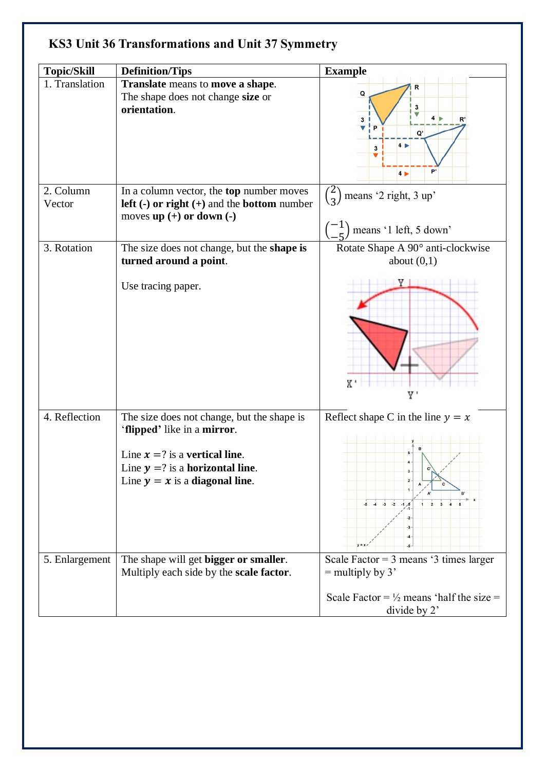# KS3 Unit 36 Transformations and Unit 37 Symmetry

| Topic/Skill | Definition/Tips | Example |
|---|---|---|
| 1. Translation | **Translate** means to **move a shape**. The shape does not change **size** or **orientation**. | |
| 2. Column Vector | In a column vector, the **top** number moves **left (-) or right (+)** and the **bottom** number moves **up (+) or down (-)** | $\binom{2}{3}$ means '2 right, 3 up'<br><br>$\binom{-1}{-5}$ means '1 left, 5 down' |
| 3. Rotation | The size does not change, but the **shape is turned around a point**.<br><br>Use tracing paper. | Rotate Shape A 90° anti-clockwise about (0,1) |
| 4. Reflection | The size does not change, but the shape is '**flipped**' like in a **mirror**.<br><br>Line $x =$? is a **vertical line**.<br>Line $y =$? is a **horizontal line**.<br>Line $y = x$ is a **diagonal line**. | Reflect shape C in the line $y = x$ |
| 5. Enlargement | The shape will get **bigger or smaller**. Multiply each side by the **scale factor**. | Scale Factor = 3 means '3 times larger = multiply by 3'<br><br>Scale Factor = ½ means 'half the size = divide by 2' |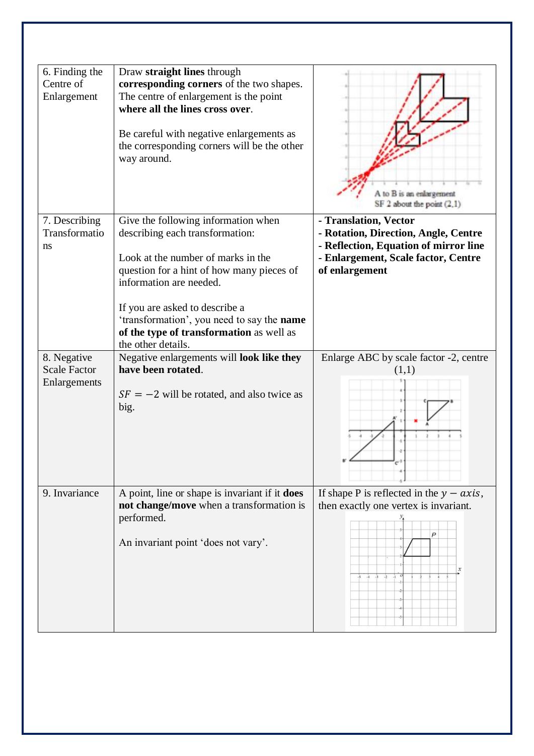| | | |
|---|---|---|
| 6. Finding the Centre of Enlargement | Draw **straight lines** through **corresponding corners** of the two shapes. The centre of enlargement is the point **where all the lines cross over**.<br><br>Be careful with negative enlargements as the corresponding corners will be the other way around. | A to B is an enlargement SF 2 about the point (2,1) |
| 7. Describing Transformations | Give the following information when describing each transformation:<br><br>Look at the number of marks in the question for a hint of how many pieces of information are needed.<br><br>If you are asked to describe a 'transformation', you need to say the **name of the type of transformation** as well as the other details. | **- Translation, Vector**<br>**- Rotation, Direction, Angle, Centre**<br>**- Reflection, Equation of mirror line**<br>**- Enlargement, Scale factor, Centre of enlargement** |
| 8. Negative Scale Factor Enlargements | Negative enlargements will **look like they have been rotated**.<br><br>$SF = -2$ will be rotated, and also twice as big. | Enlarge ABC by scale factor -2, centre (1,1) |
| 9. Invariance | A point, line or shape is invariant if it **does not change/move** when a transformation is performed.<br><br>An invariant point 'does not vary'. | If shape P is reflected in the $y - axis$, then exactly one vertex is invariant. |